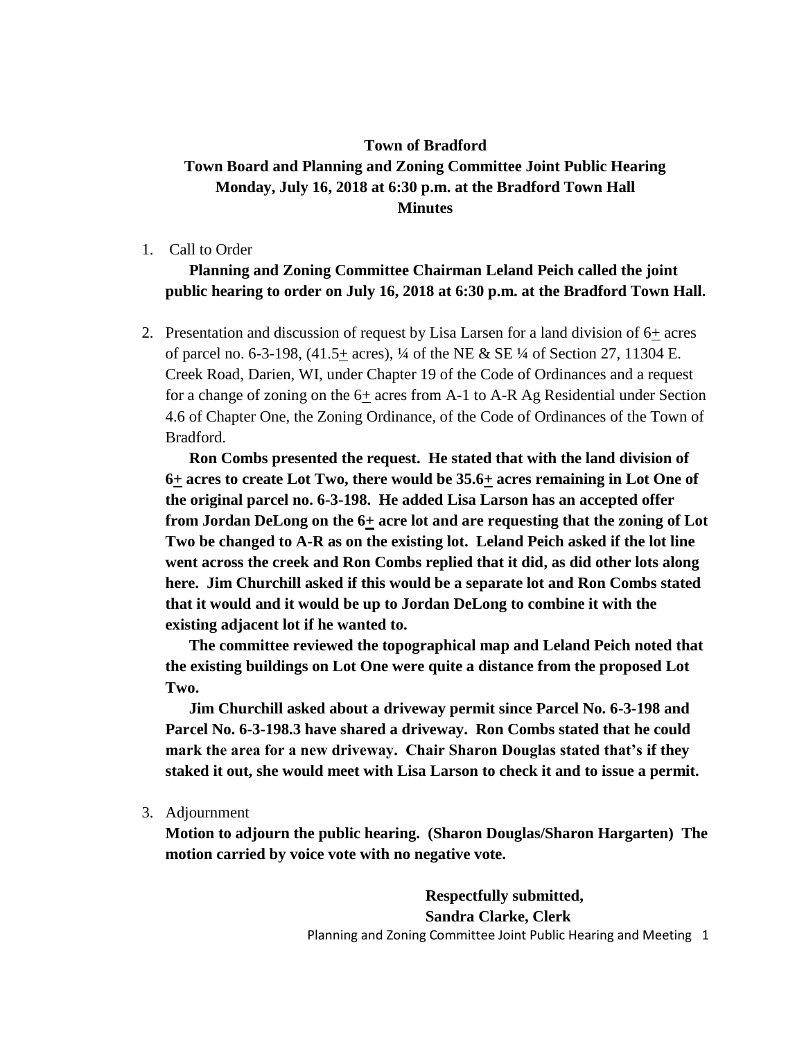**Town of Bradford**
**Town Board and Planning and Zoning Committee Joint Public Hearing**
**Monday, July 16, 2018 at 6:30 p.m. at the Bradford Town Hall**
**Minutes**

1. Call to Order

   **Planning and Zoning Committee Chairman Leland Peich called the joint public hearing to order on July 16, 2018 at 6:30 p.m. at the Bradford Town Hall.**

2. Presentation and discussion of request by Lisa Larsen for a land division of 6+ acres of parcel no. 6-3-198, (41.5+ acres), ¼ of the NE & SE ¼ of Section 27, 11304 E. Creek Road, Darien, WI, under Chapter 19 of the Code of Ordinances and a request for a change of zoning on the 6+ acres from A-1 to A-R Ag Residential under Section 4.6 of Chapter One, the Zoning Ordinance, of the Code of Ordinances of the Town of Bradford.

   **Ron Combs presented the request. He stated that with the land division of 6+ acres to create Lot Two, there would be 35.6+ acres remaining in Lot One of the original parcel no. 6-3-198. He added Lisa Larson has an accepted offer from Jordan DeLong on the 6+ acre lot and are requesting that the zoning of Lot Two be changed to A-R as on the existing lot. Leland Peich asked if the lot line went across the creek and Ron Combs replied that it did, as did other lots along here. Jim Churchill asked if this would be a separate lot and Ron Combs stated that it would and it would be up to Jordan DeLong to combine it with the existing adjacent lot if he wanted to.**

   **The committee reviewed the topographical map and Leland Peich noted that the existing buildings on Lot One were quite a distance from the proposed Lot Two.**

   **Jim Churchill asked about a driveway permit since Parcel No. 6-3-198 and Parcel No. 6-3-198.3 have shared a driveway. Ron Combs stated that he could mark the area for a new driveway. Chair Sharon Douglas stated that's if they staked it out, she would meet with Lisa Larson to check it and to issue a permit.**

3. Adjournment

   **Motion to adjourn the public hearing. (Sharon Douglas/Sharon Hargarten) The motion carried by voice vote with no negative vote.**

**Respectfully submitted,**
**Sandra Clarke, Clerk**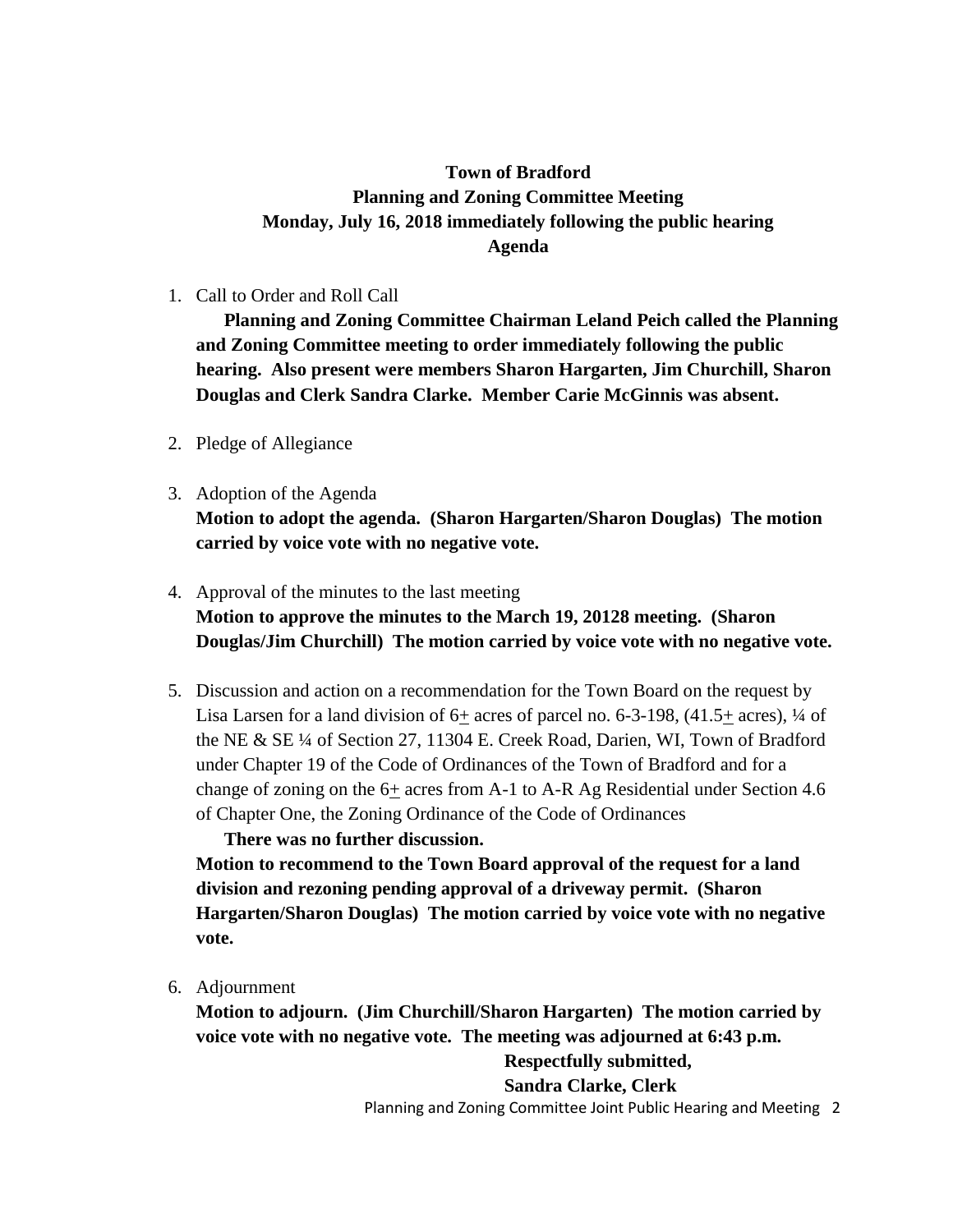**Town of Bradford**
**Planning and Zoning Committee Meeting**
**Monday, July 16, 2018 immediately following the public hearing**
**Agenda**

1. Call to Order and Roll Call

   **Planning and Zoning Committee Chairman Leland Peich called the Planning and Zoning Committee meeting to order immediately following the public hearing. Also present were members Sharon Hargarten, Jim Churchill, Sharon Douglas and Clerk Sandra Clarke. Member Carie McGinnis was absent.**

2. Pledge of Allegiance

3. Adoption of the Agenda

   **Motion to adopt the agenda. (Sharon Hargarten/Sharon Douglas) The motion carried by voice vote with no negative vote.**

4. Approval of the minutes to the last meeting

   **Motion to approve the minutes to the March 19, 20128 meeting. (Sharon Douglas/Jim Churchill) The motion carried by voice vote with no negative vote.**

5. Discussion and action on a recommendation for the Town Board on the request by Lisa Larsen for a land division of 6+ acres of parcel no. 6-3-198, (41.5+ acres), ¼ of the NE & SE ¼ of Section 27, 11304 E. Creek Road, Darien, WI, Town of Bradford under Chapter 19 of the Code of Ordinances of the Town of Bradford and for a change of zoning on the 6+ acres from A-1 to A-R Ag Residential under Section 4.6 of Chapter One, the Zoning Ordinance of the Code of Ordinances

   **There was no further discussion.**

   **Motion to recommend to the Town Board approval of the request for a land division and rezoning pending approval of a driveway permit. (Sharon Hargarten/Sharon Douglas) The motion carried by voice vote with no negative vote.**

6. Adjournment

   **Motion to adjourn. (Jim Churchill/Sharon Hargarten) The motion carried by voice vote with no negative vote. The meeting was adjourned at 6:43 p.m.**

**Respectfully submitted,**
**Sandra Clarke, Clerk**